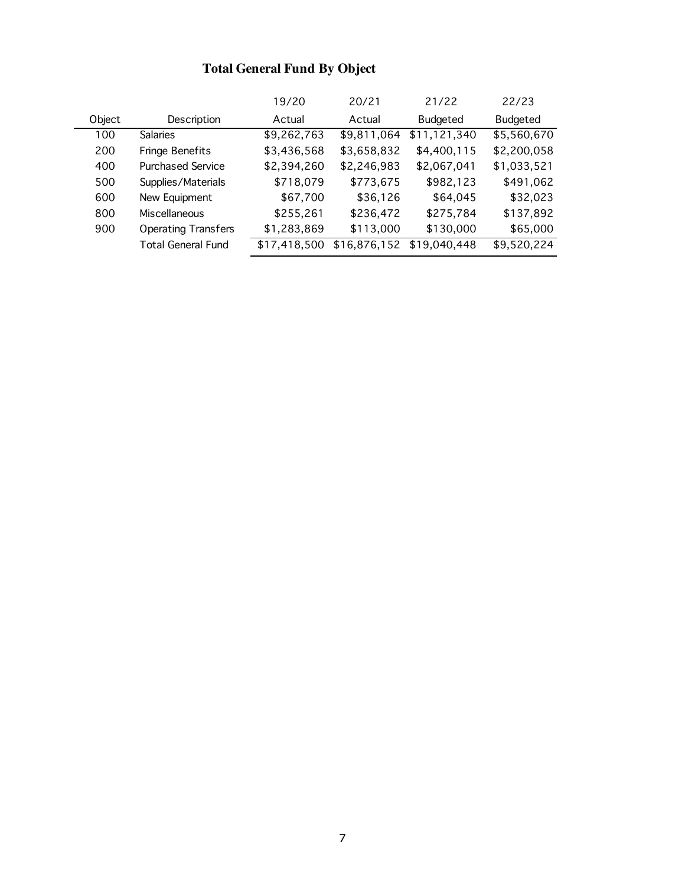## Total General Fund By Object

| Object | Description | 19/20 Actual | 20/21 Actual | 21/22 Budgeted | 22/23 Budgeted |
|---|---|---|---|---|---|
| 100 | Salaries | $9,262,763 | $9,811,064 | $11,121,340 | $5,560,670 |
| 200 | Fringe Benefits | $3,436,568 | $3,658,832 | $4,400,115 | $2,200,058 |
| 400 | Purchased Service | $2,394,260 | $2,246,983 | $2,067,041 | $1,033,521 |
| 500 | Supplies/Materials | $718,079 | $773,675 | $982,123 | $491,062 |
| 600 | New Equipment | $67,700 | $36,126 | $64,045 | $32,023 |
| 800 | Miscellaneous | $255,261 | $236,472 | $275,784 | $137,892 |
| 900 | Operating Transfers | $1,283,869 | $113,000 | $130,000 | $65,000 |
| | Total General Fund | $17,418,500 | $16,876,152 | $19,040,448 | $9,520,224 |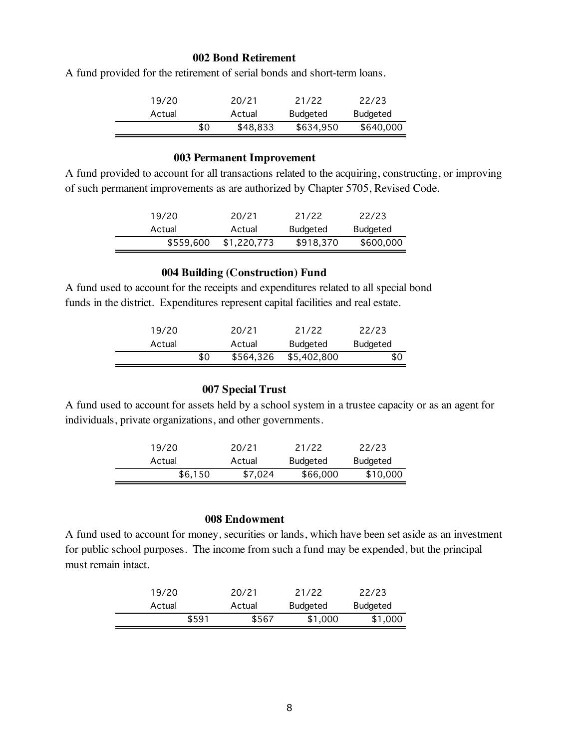### 002 Bond Retirement

A fund provided for the retirement of serial bonds and short-term loans.

| 19/20 Actual | 20/21 Actual | 21/22 Budgeted | 22/23 Budgeted |
|---|---|---|---|
| $0 | $48,833 | $634,950 | $640,000 |

### 003 Permanent Improvement

A fund provided to account for all transactions related to the acquiring, constructing, or improving of such permanent improvements as are authorized by Chapter 5705, Revised Code.

| 19/20 Actual | 20/21 Actual | 21/22 Budgeted | 22/23 Budgeted |
|---|---|---|---|
| $559,600 | $1,220,773 | $918,370 | $600,000 |

### 004 Building (Construction) Fund

A fund used to account for the receipts and expenditures related to all special bond funds in the district. Expenditures represent capital facilities and real estate.

| 19/20 Actual | 20/21 Actual | 21/22 Budgeted | 22/23 Budgeted |
|---|---|---|---|
| $0 | $564,326 | $5,402,800 | $0 |

### 007 Special Trust

A fund used to account for assets held by a school system in a trustee capacity or as an agent for individuals, private organizations, and other governments.

| 19/20 Actual | 20/21 Actual | 21/22 Budgeted | 22/23 Budgeted |
|---|---|---|---|
| $6,150 | $7,024 | $66,000 | $10,000 |

### 008 Endowment

A fund used to account for money, securities or lands, which have been set aside as an investment for public school purposes. The income from such a fund may be expended, but the principal must remain intact.

| 19/20 Actual | 20/21 Actual | 21/22 Budgeted | 22/23 Budgeted |
|---|---|---|---|
| $591 | $567 | $1,000 | $1,000 |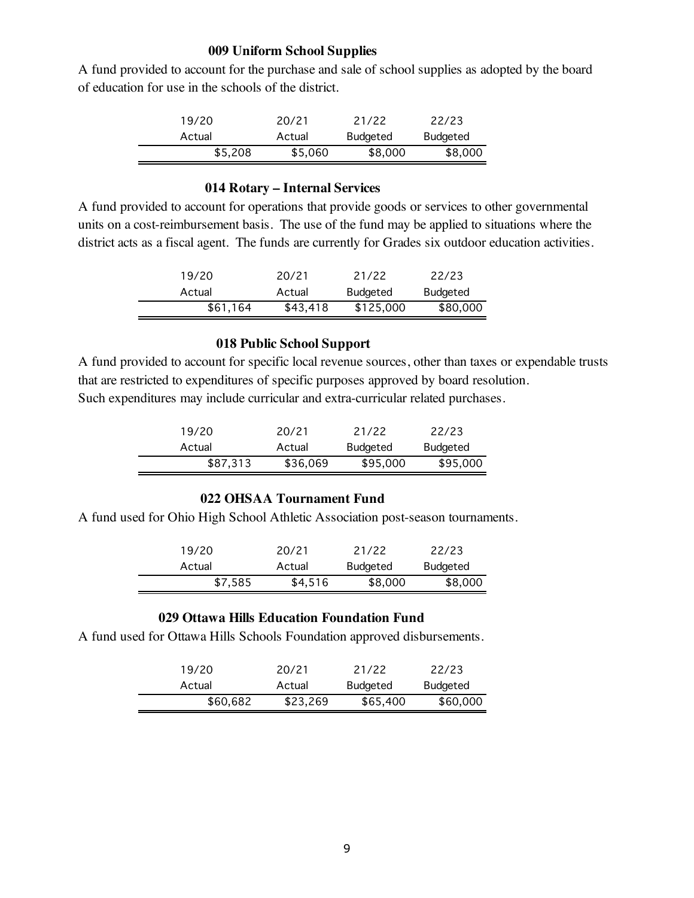### 009 Uniform School Supplies

A fund provided to account for the purchase and sale of school supplies as adopted by the board of education for use in the schools of the district.

| 19/20 Actual | 20/21 Actual | 21/22 Budgeted | 22/23 Budgeted |
|---|---|---|---|
| $5,208 | $5,060 | $8,000 | $8,000 |

### 014 Rotary – Internal Services

A fund provided to account for operations that provide goods or services to other governmental units on a cost-reimbursement basis. The use of the fund may be applied to situations where the district acts as a fiscal agent. The funds are currently for Grades six outdoor education activities.

| 19/20 Actual | 20/21 Actual | 21/22 Budgeted | 22/23 Budgeted |
|---|---|---|---|
| $61,164 | $43,418 | $125,000 | $80,000 |

### 018 Public School Support

A fund provided to account for specific local revenue sources, other than taxes or expendable trusts that are restricted to expenditures of specific purposes approved by board resolution. Such expenditures may include curricular and extra-curricular related purchases.

| 19/20 Actual | 20/21 Actual | 21/22 Budgeted | 22/23 Budgeted |
|---|---|---|---|
| $87,313 | $36,069 | $95,000 | $95,000 |

### 022 OHSAA Tournament Fund

A fund used for Ohio High School Athletic Association post-season tournaments.

| 19/20 Actual | 20/21 Actual | 21/22 Budgeted | 22/23 Budgeted |
|---|---|---|---|
| $7,585 | $4,516 | $8,000 | $8,000 |

### 029 Ottawa Hills Education Foundation Fund

A fund used for Ottawa Hills Schools Foundation approved disbursements.

| 19/20 Actual | 20/21 Actual | 21/22 Budgeted | 22/23 Budgeted |
|---|---|---|---|
| $60,682 | $23,269 | $65,400 | $60,000 |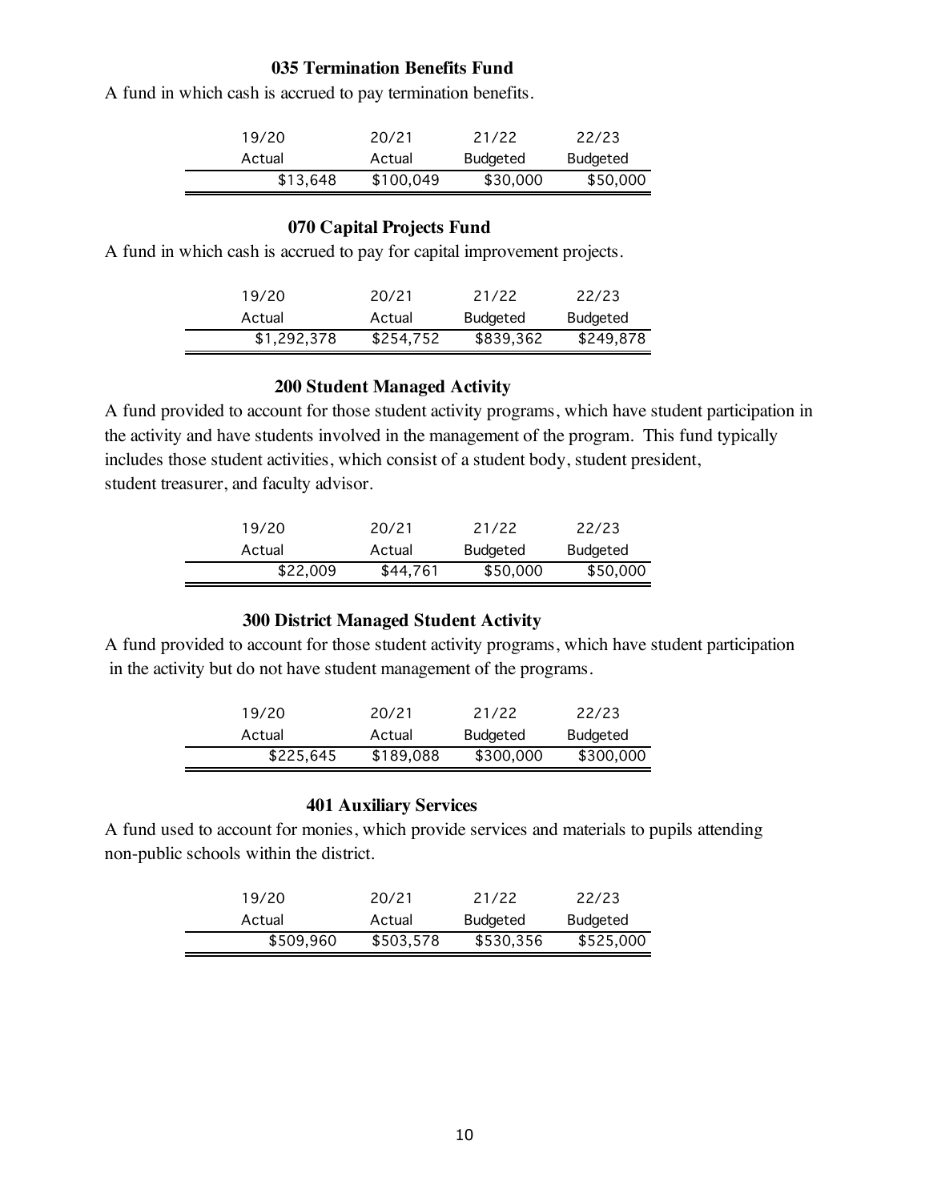### 035 Termination Benefits Fund

A fund in which cash is accrued to pay termination benefits.

| 19/20 Actual | 20/21 Actual | 21/22 Budgeted | 22/23 Budgeted |
|---|---|---|---|
| $13,648 | $100,049 | $30,000 | $50,000 |

### 070 Capital Projects Fund

A fund in which cash is accrued to pay for capital improvement projects.

| 19/20 Actual | 20/21 Actual | 21/22 Budgeted | 22/23 Budgeted |
|---|---|---|---|
| $1,292,378 | $254,752 | $839,362 | $249,878 |

### 200 Student Managed Activity

A fund provided to account for those student activity programs, which have student participation in the activity and have students involved in the management of the program. This fund typically includes those student activities, which consist of a student body, student president, student treasurer, and faculty advisor.

| 19/20 Actual | 20/21 Actual | 21/22 Budgeted | 22/23 Budgeted |
|---|---|---|---|
| $22,009 | $44,761 | $50,000 | $50,000 |

### 300 District Managed Student Activity

A fund provided to account for those student activity programs, which have student participation in the activity but do not have student management of the programs.

| 19/20 Actual | 20/21 Actual | 21/22 Budgeted | 22/23 Budgeted |
|---|---|---|---|
| $225,645 | $189,088 | $300,000 | $300,000 |

### 401 Auxiliary Services

A fund used to account for monies, which provide services and materials to pupils attending non-public schools within the district.

| 19/20 Actual | 20/21 Actual | 21/22 Budgeted | 22/23 Budgeted |
|---|---|---|---|
| $509,960 | $503,578 | $530,356 | $525,000 |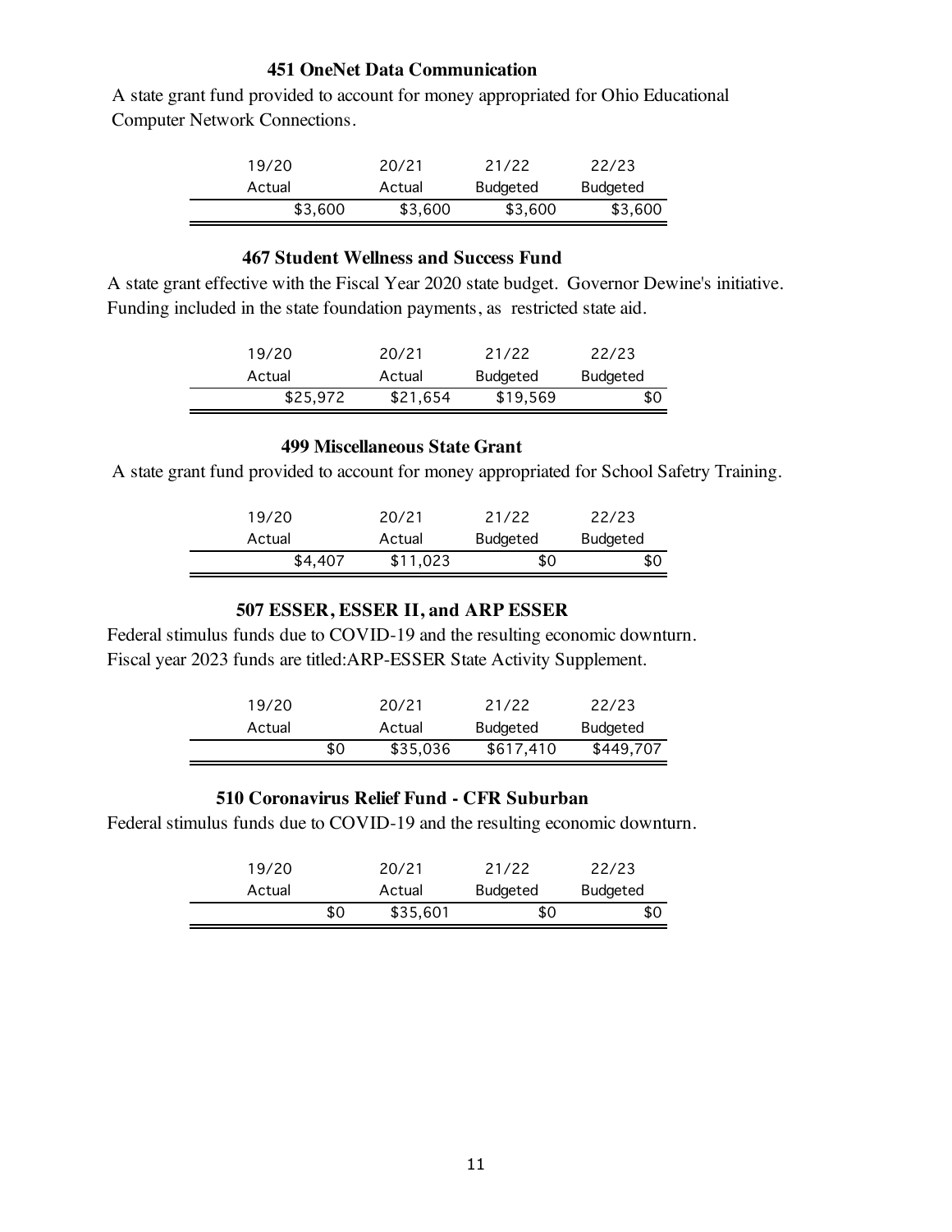### 451 OneNet Data Communication

A state grant fund provided to account for money appropriated for Ohio Educational Computer Network Connections.

| 19/20 Actual | 20/21 Actual | 21/22 Budgeted | 22/23 Budgeted |
|---|---|---|---|
| $3,600 | $3,600 | $3,600 | $3,600 |

### 467 Student Wellness and Success Fund

A state grant effective with the Fiscal Year 2020 state budget. Governor Dewine's initiative. Funding included in the state foundation payments, as restricted state aid.

| 19/20 Actual | 20/21 Actual | 21/22 Budgeted | 22/23 Budgeted |
|---|---|---|---|
| $25,972 | $21,654 | $19,569 | $0 |

### 499 Miscellaneous State Grant

A state grant fund provided to account for money appropriated for School Safetry Training.

| 19/20 Actual | 20/21 Actual | 21/22 Budgeted | 22/23 Budgeted |
|---|---|---|---|
| $4,407 | $11,023 | $0 | $0 |

### 507 ESSER, ESSER II, and ARP ESSER

Federal stimulus funds due to COVID-19 and the resulting economic downturn.
Fiscal year 2023 funds are titled:ARP-ESSER State Activity Supplement.

| 19/20 Actual | 20/21 Actual | 21/22 Budgeted | 22/23 Budgeted |
|---|---|---|---|
| $0 | $35,036 | $617,410 | $449,707 |

### 510 Coronavirus Relief Fund - CFR Suburban

Federal stimulus funds due to COVID-19 and the resulting economic downturn.

| 19/20 Actual | 20/21 Actual | 21/22 Budgeted | 22/23 Budgeted |
|---|---|---|---|
| $0 | $35,601 | $0 | $0 |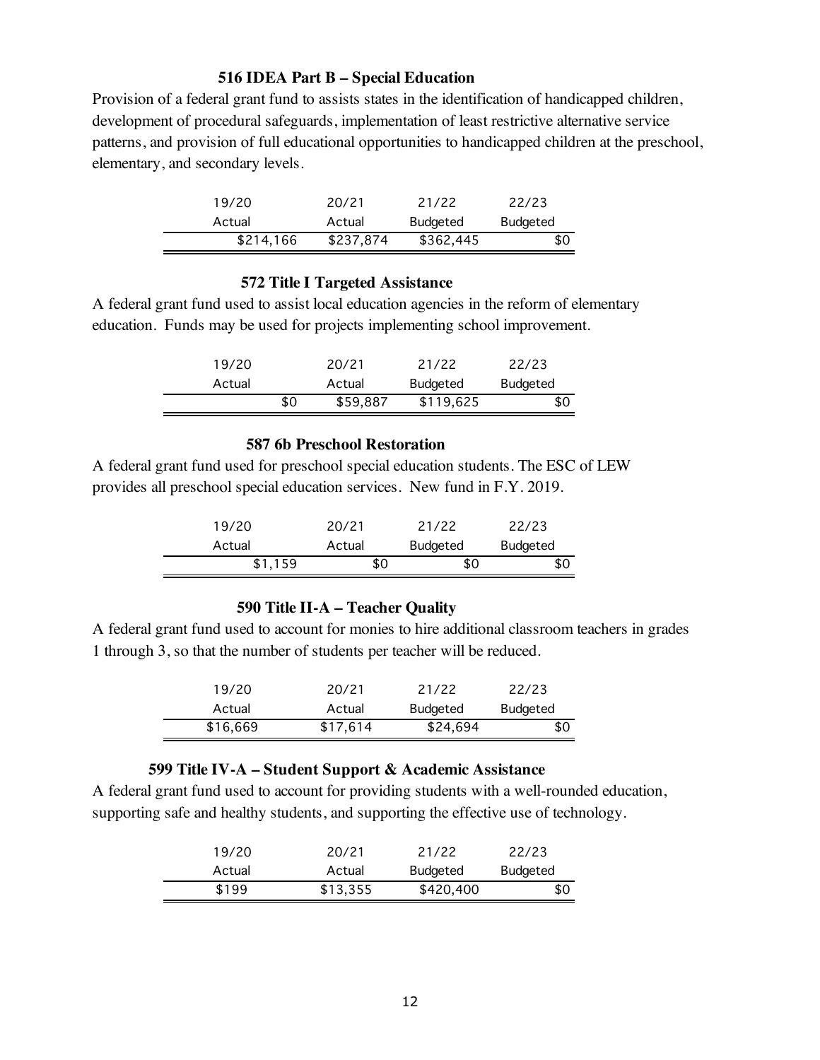### 516 IDEA Part B – Special Education

Provision of a federal grant fund to assists states in the identification of handicapped children, development of procedural safeguards, implementation of least restrictive alternative service patterns, and provision of full educational opportunities to handicapped children at the preschool, elementary, and secondary levels.

| 19/20 Actual | 20/21 Actual | 21/22 Budgeted | 22/23 Budgeted |
|---|---|---|---|
| $214,166 | $237,874 | $362,445 | $0 |

### 572 Title I Targeted Assistance

A federal grant fund used to assist local education agencies in the reform of elementary education. Funds may be used for projects implementing school improvement.

| 19/20 Actual | 20/21 Actual | 21/22 Budgeted | 22/23 Budgeted |
|---|---|---|---|
| $0 | $59,887 | $119,625 | $0 |

### 587 6b Preschool Restoration

A federal grant fund used for preschool special education students. The ESC of LEW provides all preschool special education services. New fund in F.Y. 2019.

| 19/20 Actual | 20/21 Actual | 21/22 Budgeted | 22/23 Budgeted |
|---|---|---|---|
| $1,159 | $0 | $0 | $0 |

### 590 Title II-A – Teacher Quality

A federal grant fund used to account for monies to hire additional classroom teachers in grades 1 through 3, so that the number of students per teacher will be reduced.

| 19/20 Actual | 20/21 Actual | 21/22 Budgeted | 22/23 Budgeted |
|---|---|---|---|
| $16,669 | $17,614 | $24,694 | $0 |

### 599 Title IV-A – Student Support & Academic Assistance

A federal grant fund used to account for providing students with a well-rounded education, supporting safe and healthy students, and supporting the effective use of technology.

| 19/20 Actual | 20/21 Actual | 21/22 Budgeted | 22/23 Budgeted |
|---|---|---|---|
| $199 | $13,355 | $420,400 | $0 |